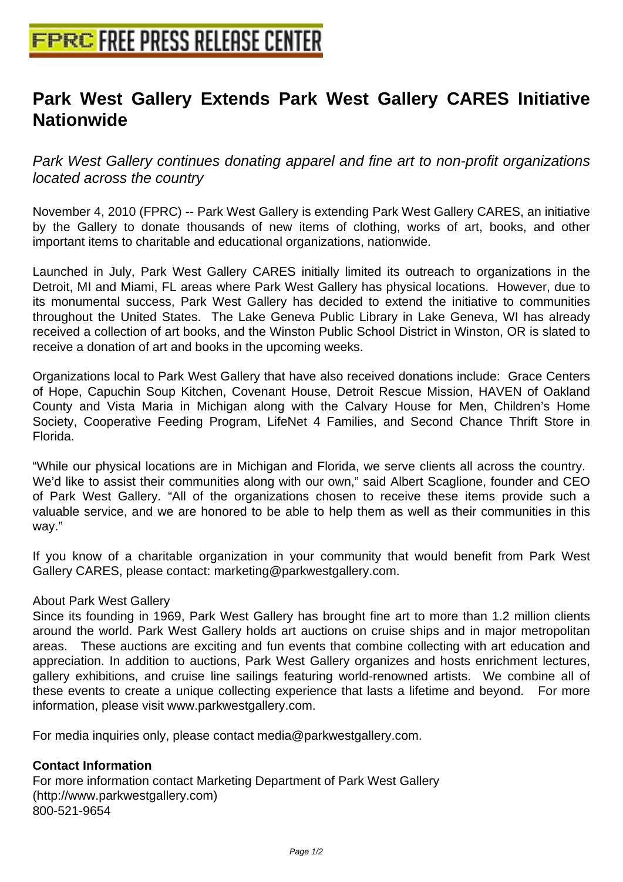# Park West Gallery Extends Park West Gallery CARES Initiative Nationwide

*Park West Gallery continues donating apparel and fine art to non-profit organizations located across the country*

November 4, 2010 (FPRC) -- Park West Gallery is extending Park West Gallery CARES, an initiative by the Gallery to donate thousands of new items of clothing, works of art, books, and other important items to charitable and educational organizations, nationwide.

Launched in July, Park West Gallery CARES initially limited its outreach to organizations in the Detroit, MI and Miami, FL areas where Park West Gallery has physical locations. However, due to its monumental success, Park West Gallery has decided to extend the initiative to communities throughout the United States. The Lake Geneva Public Library in Lake Geneva, WI has already received a collection of art books, and the Winston Public School District in Winston, OR is slated to receive a donation of art and books in the upcoming weeks.

Organizations local to Park West Gallery that have also received donations include: Grace Centers of Hope, Capuchin Soup Kitchen, Covenant House, Detroit Rescue Mission, HAVEN of Oakland County and Vista Maria in Michigan along with the Calvary House for Men, Children's Home Society, Cooperative Feeding Program, LifeNet 4 Families, and Second Chance Thrift Store in Florida.

"While our physical locations are in Michigan and Florida, we serve clients all across the country. We'd like to assist their communities along with our own," said Albert Scaglione, founder and CEO of Park West Gallery. "All of the organizations chosen to receive these items provide such a valuable service, and we are honored to be able to help them as well as their communities in this way."

If you know of a charitable organization in your community that would benefit from Park West Gallery CARES, please contact: marketing@parkwestgallery.com.

About Park West Gallery
Since its founding in 1969, Park West Gallery has brought fine art to more than 1.2 million clients around the world. Park West Gallery holds art auctions on cruise ships and in major metropolitan areas. These auctions are exciting and fun events that combine collecting with art education and appreciation. In addition to auctions, Park West Gallery organizes and hosts enrichment lectures, gallery exhibitions, and cruise line sailings featuring world-renowned artists. We combine all of these events to create a unique collecting experience that lasts a lifetime and beyond. For more information, please visit www.parkwestgallery.com.

For media inquiries only, please contact media@parkwestgallery.com.

**Contact Information**
For more information contact Marketing Department of Park West Gallery
(http://www.parkwestgallery.com)
800-521-9654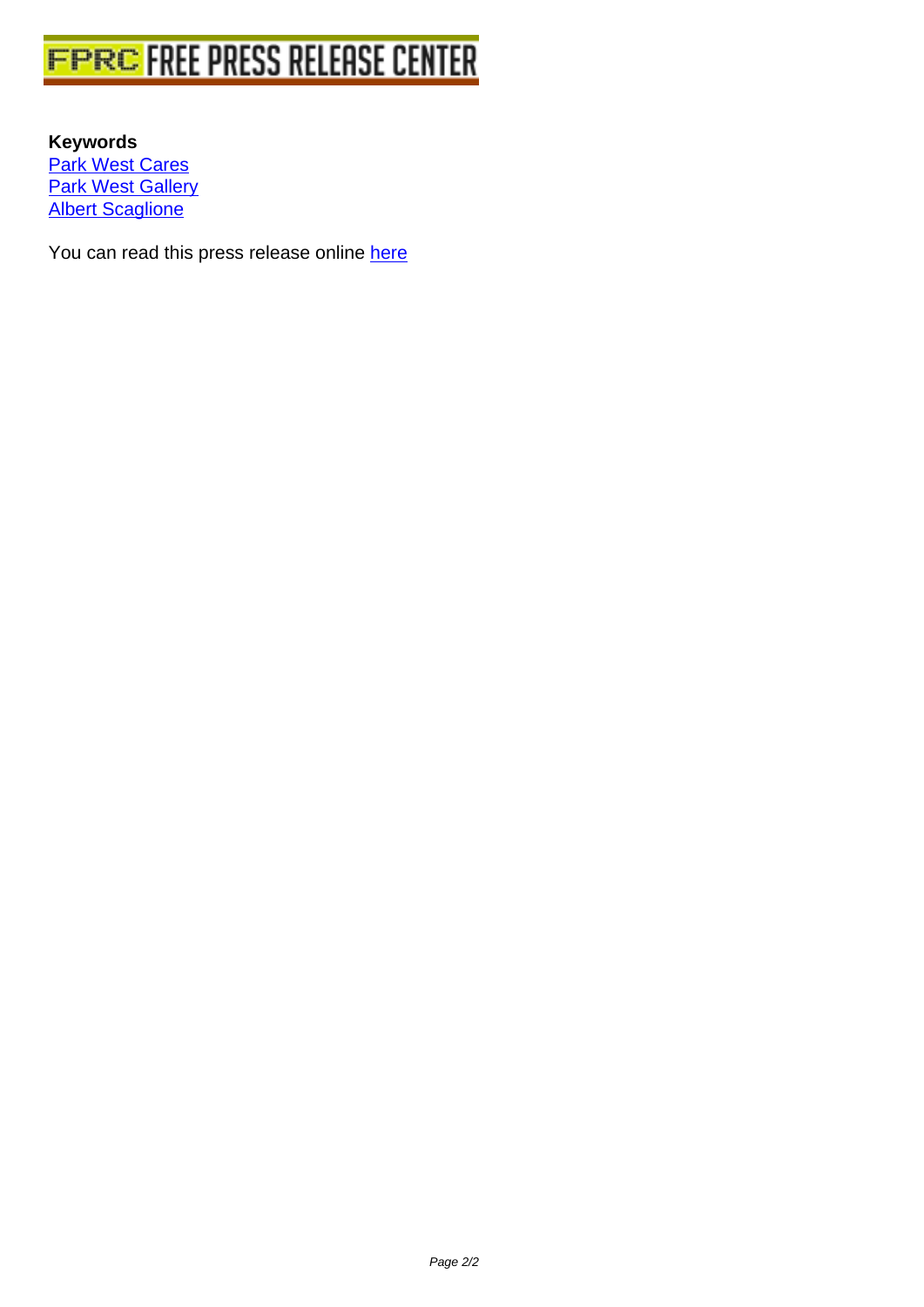**Keywords**
Park West Cares
Park West Gallery
Albert Scaglione

You can read this press release online here